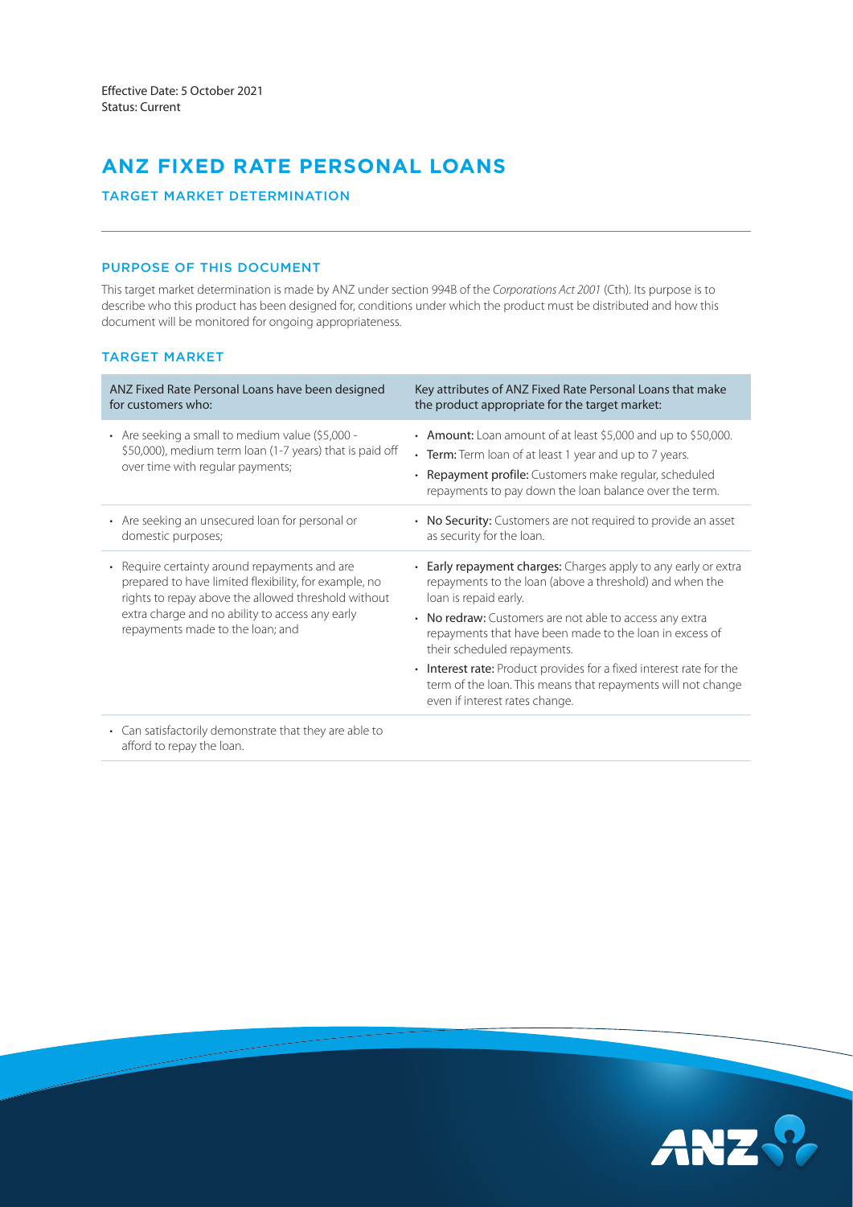Effective Date: 5 October 2021
Status: Current

# ANZ FIXED RATE PERSONAL LOANS

## TARGET MARKET DETERMINATION

### PURPOSE OF THIS DOCUMENT

This target market determination is made by ANZ under section 994B of the *Corporations Act 2001* (Cth). Its purpose is to describe who this product has been designed for, conditions under which the product must be distributed and how this document will be monitored for ongoing appropriateness.

### TARGET MARKET

| ANZ Fixed Rate Personal Loans have been designed for customers who: | Key attributes of ANZ Fixed Rate Personal Loans that make the product appropriate for the target market: |
|---|---|
| • Are seeking a small to medium value ($5,000 - $50,000), medium term loan (1-7 years) that is paid off over time with regular payments; | • **Amount:** Loan amount of at least $5,000 and up to $50,000. • **Term:** Term loan of at least 1 year and up to 7 years. • **Repayment profile:** Customers make regular, scheduled repayments to pay down the loan balance over the term. |
| • Are seeking an unsecured loan for personal or domestic purposes; | • **No Security:** Customers are not required to provide an asset as security for the loan. |
| • Require certainty around repayments and are prepared to have limited flexibility, for example, no rights to repay above the allowed threshold without extra charge and no ability to access any early repayments made to the loan; and | • **Early repayment charges:** Charges apply to any early or extra repayments to the loan (above a threshold) and when the loan is repaid early. • **No redraw:** Customers are not able to access any extra repayments that have been made to the loan in excess of their scheduled repayments. • **Interest rate:** Product provides for a fixed interest rate for the term of the loan. This means that repayments will not change even if interest rates change. |
| • Can satisfactorily demonstrate that they are able to afford to repay the loan. | |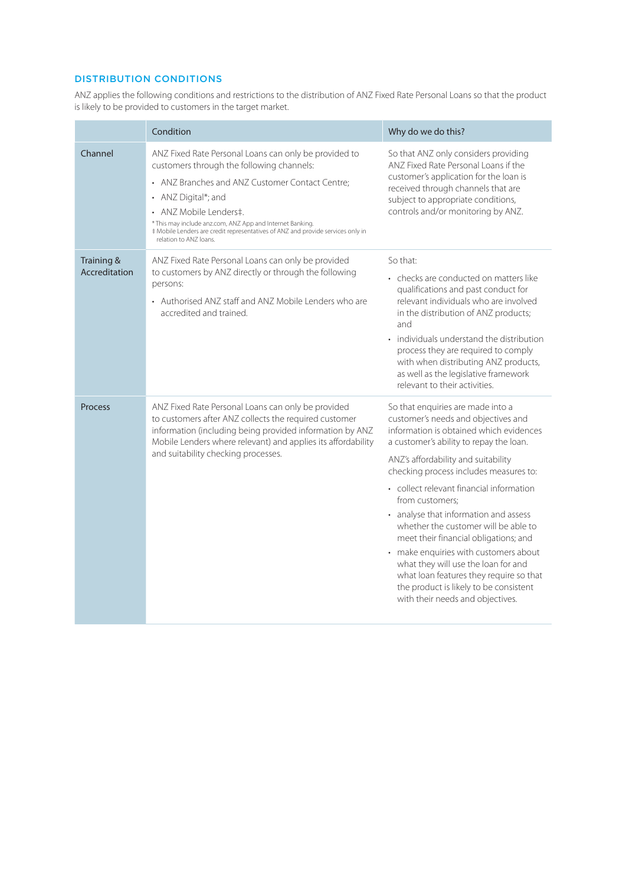## DISTRIBUTION CONDITIONS

ANZ applies the following conditions and restrictions to the distribution of ANZ Fixed Rate Personal Loans so that the product is likely to be provided to customers in the target market.

| | Condition | Why do we do this? |
|---|---|---|
| Channel | ANZ Fixed Rate Personal Loans can only be provided to customers through the following channels:<br>• ANZ Branches and ANZ Customer Contact Centre;<br>• ANZ Digital*; and<br>• ANZ Mobile Lenders‡.<br>* This may include anz.com, ANZ App and Internet Banking.<br>‡ Mobile Lenders are credit representatives of ANZ and provide services only in relation to ANZ loans. | So that ANZ only considers providing ANZ Fixed Rate Personal Loans if the customer's application for the loan is received through channels that are subject to appropriate conditions, controls and/or monitoring by ANZ. |
| Training & Accreditation | ANZ Fixed Rate Personal Loans can only be provided to customers by ANZ directly or through the following persons:<br>• Authorised ANZ staff and ANZ Mobile Lenders who are accredited and trained. | So that:<br>• checks are conducted on matters like qualifications and past conduct for relevant individuals who are involved in the distribution of ANZ products; and<br>• individuals understand the distribution process they are required to comply with when distributing ANZ products, as well as the legislative framework relevant to their activities. |
| Process | ANZ Fixed Rate Personal Loans can only be provided to customers after ANZ collects the required customer information (including being provided information by ANZ Mobile Lenders where relevant) and applies its affordability and suitability checking processes. | So that enquiries are made into a customer's needs and objectives and information is obtained which evidences a customer's ability to repay the loan.<br>ANZ's affordability and suitability checking process includes measures to:<br>• collect relevant financial information from customers;<br>• analyse that information and assess whether the customer will be able to meet their financial obligations; and<br>• make enquiries with customers about what they will use the loan for and what loan features they require so that the product is likely to be consistent with their needs and objectives. |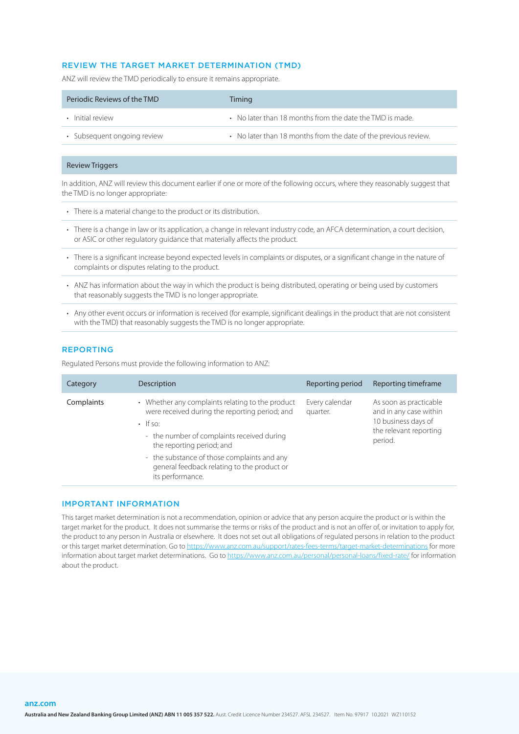## REVIEW THE TARGET MARKET DETERMINATION (TMD)

ANZ will review the TMD periodically to ensure it remains appropriate.

| Periodic Reviews of the TMD | Timing |
|---|---|
| • Initial review | • No later than 18 months from the date the TMD is made. |
| • Subsequent ongoing review | • No later than 18 months from the date of the previous review. |

### Review Triggers

In addition, ANZ will review this document earlier if one or more of the following occurs, where they reasonably suggest that the TMD is no longer appropriate:

- There is a material change to the product or its distribution.
- There is a change in law or its application, a change in relevant industry code, an AFCA determination, a court decision, or ASIC or other regulatory guidance that materially affects the product.
- There is a significant increase beyond expected levels in complaints or disputes, or a significant change in the nature of complaints or disputes relating to the product.
- ANZ has information about the way in which the product is being distributed, operating or being used by customers that reasonably suggests the TMD is no longer appropriate.
- Any other event occurs or information is received (for example, significant dealings in the product that are not consistent with the TMD) that reasonably suggests the TMD is no longer appropriate.

## REPORTING

Regulated Persons must provide the following information to ANZ:

| Category | Description | Reporting period | Reporting timeframe |
|---|---|---|---|
| Complaints | • Whether any complaints relating to the product were received during the reporting period; and<br>• If so:<br>- the number of complaints received during the reporting period; and<br>- the substance of those complaints and any general feedback relating to the product or its performance. | Every calendar quarter. | As soon as practicable and in any case within 10 business days of the relevant reporting period. |

## IMPORTANT INFORMATION

This target market determination is not a recommendation, opinion or advice that any person acquire the product or is within the target market for the product. It does not summarise the terms or risks of the product and is not an offer of, or invitation to apply for, the product to any person in Australia or elsewhere. It does not set out all obligations of regulated persons in relation to the product or this target market determination. Go to https://www.anz.com.au/support/rates-fees-terms/target-market-determinations for more information about target market determinations. Go to https://www.anz.com.au/personal/personal-loans/fixed-rate/ for information about the product.

anz.com

**Australia and New Zealand Banking Group Limited (ANZ) ABN 11 005 357 522.** Aust. Credit Licence Number 234527. AFSL 234527. Item No. 97917 10.2021 WZ110152